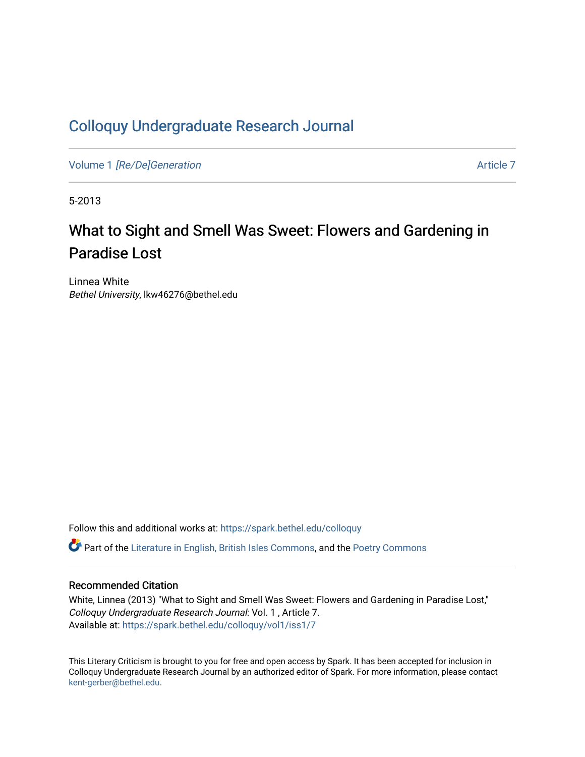# Colloquy Undergraduate Research Journal

Volume 1 *[Re/De]Generation* Article 7

5-2013

## What to Sight and Smell Was Sweet: Flowers and Gardening in Paradise Lost

Linnea White
*Bethel University*, lkw46276@bethel.edu

Follow this and additional works at: https://spark.bethel.edu/colloquy

Part of the Literature in English, British Isles Commons, and the Poetry Commons

### Recommended Citation

White, Linnea (2013) "What to Sight and Smell Was Sweet: Flowers and Gardening in Paradise Lost," *Colloquy Undergraduate Research Journal*: Vol. 1 , Article 7.
Available at: https://spark.bethel.edu/colloquy/vol1/iss1/7

This Literary Criticism is brought to you for free and open access by Spark. It has been accepted for inclusion in Colloquy Undergraduate Research Journal by an authorized editor of Spark. For more information, please contact kent-gerber@bethel.edu.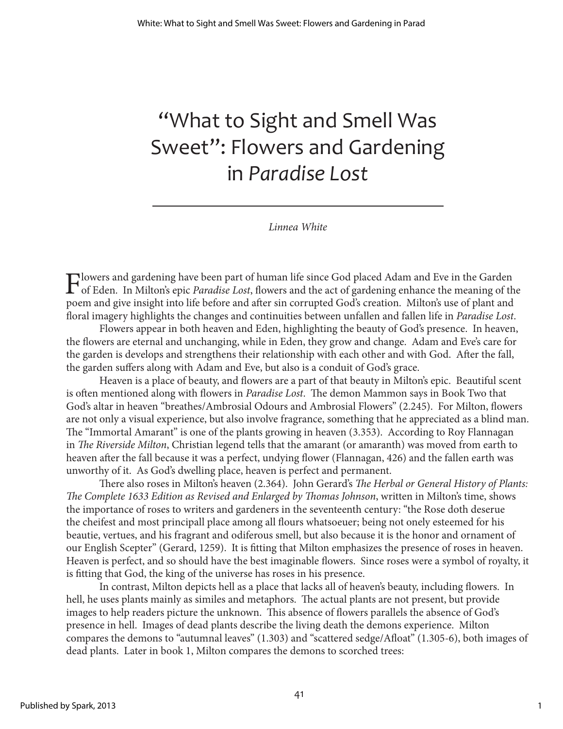# "What to Sight and Smell Was Sweet": Flowers and Gardening in *Paradise Lost*

*Linnea White*

Flowers and gardening have been part of human life since God placed Adam and Eve in the Garden of Eden. In Milton's epic *Paradise Lost*, flowers and the act of gardening enhance the meaning of the poem and give insight into life before and after sin corrupted God's creation. Milton's use of plant and floral imagery highlights the changes and continuities between unfallen and fallen life in *Paradise Lost*.

Flowers appear in both heaven and Eden, highlighting the beauty of God's presence. In heaven, the flowers are eternal and unchanging, while in Eden, they grow and change. Adam and Eve's care for the garden is develops and strengthens their relationship with each other and with God. After the fall, the garden suffers along with Adam and Eve, but also is a conduit of God's grace.

Heaven is a place of beauty, and flowers are a part of that beauty in Milton's epic. Beautiful scent is often mentioned along with flowers in *Paradise Lost*. The demon Mammon says in Book Two that God's altar in heaven "breathes/Ambrosial Odours and Ambrosial Flowers" (2.245). For Milton, flowers are not only a visual experience, but also involve fragrance, something that he appreciated as a blind man. The "Immortal Amarant" is one of the plants growing in heaven (3.353). According to Roy Flannagan in *The Riverside Milton*, Christian legend tells that the amarant (or amaranth) was moved from earth to heaven after the fall because it was a perfect, undying flower (Flannagan, 426) and the fallen earth was unworthy of it. As God's dwelling place, heaven is perfect and permanent.

There also roses in Milton's heaven (2.364). John Gerard's *The Herbal or General History of Plants: The Complete 1633 Edition as Revised and Enlarged by Thomas Johnson*, written in Milton's time, shows the importance of roses to writers and gardeners in the seventeenth century: "the Rose doth deserue the cheifest and most principall place among all flours whatsoeuer; being not onely esteemed for his beautie, vertues, and his fragrant and odiferous smell, but also because it is the honor and ornament of our English Scepter" (Gerard, 1259). It is fitting that Milton emphasizes the presence of roses in heaven. Heaven is perfect, and so should have the best imaginable flowers. Since roses were a symbol of royalty, it is fitting that God, the king of the universe has roses in his presence.

In contrast, Milton depicts hell as a place that lacks all of heaven's beauty, including flowers. In hell, he uses plants mainly as similes and metaphors. The actual plants are not present, but provide images to help readers picture the unknown. This absence of flowers parallels the absence of God's presence in hell. Images of dead plants describe the living death the demons experience. Milton compares the demons to "autumnal leaves" (1.303) and "scattered sedge/Afloat" (1.305-6), both images of dead plants. Later in book 1, Milton compares the demons to scorched trees: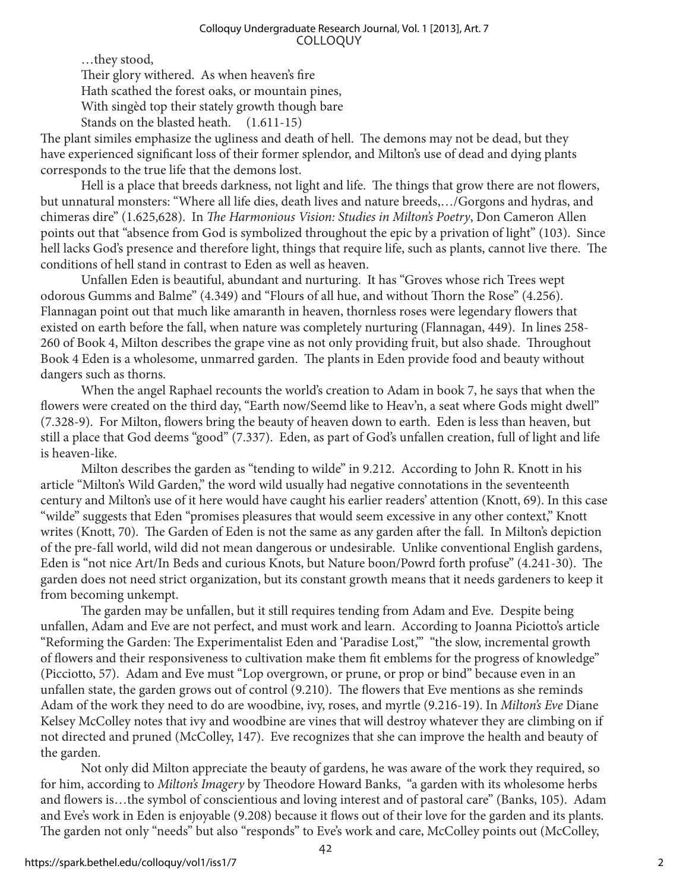…they stood,  
Their glory withered. As when heaven's fire  
Hath scathed the forest oaks, or mountain pines,  
With singèd top their stately growth though bare  
Stands on the blasted heath. (1.611-15)

The plant similes emphasize the ugliness and death of hell. The demons may not be dead, but they have experienced significant loss of their former splendor, and Milton's use of dead and dying plants corresponds to the true life that the demons lost.

Hell is a place that breeds darkness, not light and life. The things that grow there are not flowers, but unnatural monsters: "Where all life dies, death lives and nature breeds,…/Gorgons and hydras, and chimeras dire" (1.625,628). In *The Harmonious Vision: Studies in Milton's Poetry*, Don Cameron Allen points out that "absence from God is symbolized throughout the epic by a privation of light" (103). Since hell lacks God's presence and therefore light, things that require life, such as plants, cannot live there. The conditions of hell stand in contrast to Eden as well as heaven.

Unfallen Eden is beautiful, abundant and nurturing. It has "Groves whose rich Trees wept odorous Gumms and Balme" (4.349) and "Flours of all hue, and without Thorn the Rose" (4.256). Flannagan point out that much like amaranth in heaven, thornless roses were legendary flowers that existed on earth before the fall, when nature was completely nurturing (Flannagan, 449). In lines 258-260 of Book 4, Milton describes the grape vine as not only providing fruit, but also shade. Throughout Book 4 Eden is a wholesome, unmarred garden. The plants in Eden provide food and beauty without dangers such as thorns.

When the angel Raphael recounts the world's creation to Adam in book 7, he says that when the flowers were created on the third day, "Earth now/Seemd like to Heav'n, a seat where Gods might dwell" (7.328-9). For Milton, flowers bring the beauty of heaven down to earth. Eden is less than heaven, but still a place that God deems "good" (7.337). Eden, as part of God's unfallen creation, full of light and life is heaven-like.

Milton describes the garden as "tending to wilde" in 9.212. According to John R. Knott in his article "Milton's Wild Garden," the word wild usually had negative connotations in the seventeenth century and Milton's use of it here would have caught his earlier readers' attention (Knott, 69). In this case "wilde" suggests that Eden "promises pleasures that would seem excessive in any other context," Knott writes (Knott, 70). The Garden of Eden is not the same as any garden after the fall. In Milton's depiction of the pre-fall world, wild did not mean dangerous or undesirable. Unlike conventional English gardens, Eden is "not nice Art/In Beds and curious Knots, but Nature boon/Powrd forth profuse" (4.241-30). The garden does not need strict organization, but its constant growth means that it needs gardeners to keep it from becoming unkempt.

The garden may be unfallen, but it still requires tending from Adam and Eve. Despite being unfallen, Adam and Eve are not perfect, and must work and learn. According to Joanna Piciotto's article "Reforming the Garden: The Experimentalist Eden and 'Paradise Lost,'" "the slow, incremental growth of flowers and their responsiveness to cultivation make them fit emblems for the progress of knowledge" (Picciotto, 57). Adam and Eve must "Lop overgrown, or prune, or prop or bind" because even in an unfallen state, the garden grows out of control (9.210). The flowers that Eve mentions as she reminds Adam of the work they need to do are woodbine, ivy, roses, and myrtle (9.216-19). In *Milton's Eve* Diane Kelsey McColley notes that ivy and woodbine are vines that will destroy whatever they are climbing on if not directed and pruned (McColley, 147). Eve recognizes that she can improve the health and beauty of the garden.

Not only did Milton appreciate the beauty of gardens, he was aware of the work they required, so for him, according to *Milton's Imagery* by Theodore Howard Banks, "a garden with its wholesome herbs and flowers is…the symbol of conscientious and loving interest and of pastoral care" (Banks, 105). Adam and Eve's work in Eden is enjoyable (9.208) because it flows out of their love for the garden and its plants. The garden not only "needs" but also "responds" to Eve's work and care, McColley points out (McColley,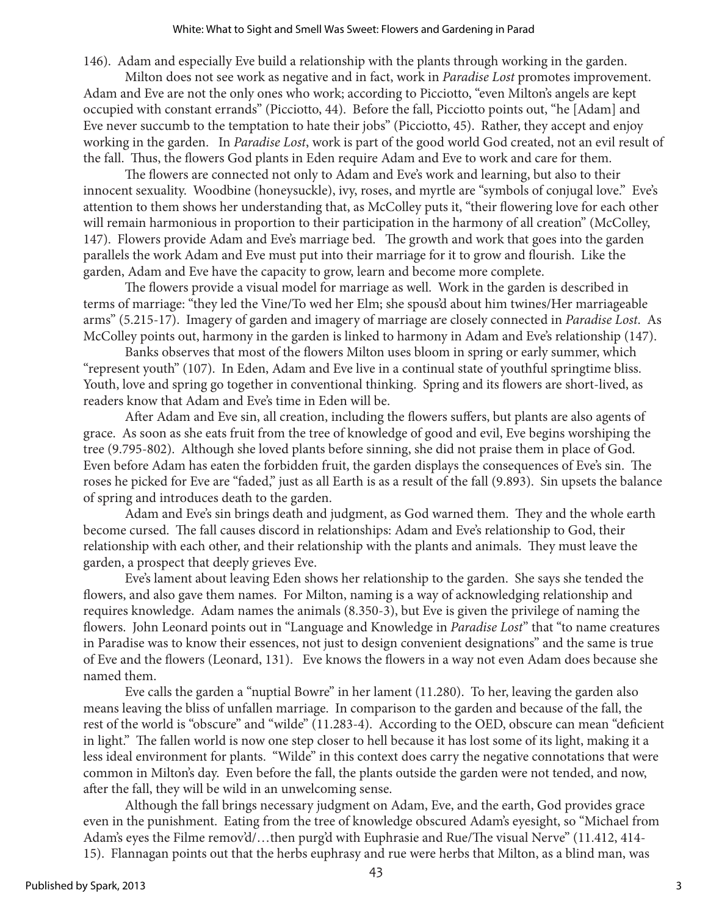146). Adam and especially Eve build a relationship with the plants through working in the garden.

Milton does not see work as negative and in fact, work in *Paradise Lost* promotes improvement. Adam and Eve are not the only ones who work; according to Picciotto, "even Milton's angels are kept occupied with constant errands" (Picciotto, 44). Before the fall, Picciotto points out, "he [Adam] and Eve never succumb to the temptation to hate their jobs" (Picciotto, 45). Rather, they accept and enjoy working in the garden. In *Paradise Lost*, work is part of the good world God created, not an evil result of the fall. Thus, the flowers God plants in Eden require Adam and Eve to work and care for them.

The flowers are connected not only to Adam and Eve's work and learning, but also to their innocent sexuality. Woodbine (honeysuckle), ivy, roses, and myrtle are "symbols of conjugal love." Eve's attention to them shows her understanding that, as McColley puts it, "their flowering love for each other will remain harmonious in proportion to their participation in the harmony of all creation" (McColley, 147). Flowers provide Adam and Eve's marriage bed. The growth and work that goes into the garden parallels the work Adam and Eve must put into their marriage for it to grow and flourish. Like the garden, Adam and Eve have the capacity to grow, learn and become more complete.

The flowers provide a visual model for marriage as well. Work in the garden is described in terms of marriage: "they led the Vine/To wed her Elm; she spous'd about him twines/Her marriageable arms" (5.215-17). Imagery of garden and imagery of marriage are closely connected in *Paradise Lost*. As McColley points out, harmony in the garden is linked to harmony in Adam and Eve's relationship (147).

Banks observes that most of the flowers Milton uses bloom in spring or early summer, which "represent youth" (107). In Eden, Adam and Eve live in a continual state of youthful springtime bliss. Youth, love and spring go together in conventional thinking. Spring and its flowers are short-lived, as readers know that Adam and Eve's time in Eden will be.

After Adam and Eve sin, all creation, including the flowers suffers, but plants are also agents of grace. As soon as she eats fruit from the tree of knowledge of good and evil, Eve begins worshiping the tree (9.795-802). Although she loved plants before sinning, she did not praise them in place of God. Even before Adam has eaten the forbidden fruit, the garden displays the consequences of Eve's sin. The roses he picked for Eve are "faded," just as all Earth is as a result of the fall (9.893). Sin upsets the balance of spring and introduces death to the garden.

Adam and Eve's sin brings death and judgment, as God warned them. They and the whole earth become cursed. The fall causes discord in relationships: Adam and Eve's relationship to God, their relationship with each other, and their relationship with the plants and animals. They must leave the garden, a prospect that deeply grieves Eve.

Eve's lament about leaving Eden shows her relationship to the garden. She says she tended the flowers, and also gave them names. For Milton, naming is a way of acknowledging relationship and requires knowledge. Adam names the animals (8.350-3), but Eve is given the privilege of naming the flowers. John Leonard points out in "Language and Knowledge in *Paradise Lost*" that "to name creatures in Paradise was to know their essences, not just to design convenient designations" and the same is true of Eve and the flowers (Leonard, 131). Eve knows the flowers in a way not even Adam does because she named them.

Eve calls the garden a "nuptial Bowre" in her lament (11.280). To her, leaving the garden also means leaving the bliss of unfallen marriage. In comparison to the garden and because of the fall, the rest of the world is "obscure" and "wilde" (11.283-4). According to the OED, obscure can mean "deficient in light." The fallen world is now one step closer to hell because it has lost some of its light, making it a less ideal environment for plants. "Wilde" in this context does carry the negative connotations that were common in Milton's day. Even before the fall, the plants outside the garden were not tended, and now, after the fall, they will be wild in an unwelcoming sense.

Although the fall brings necessary judgment on Adam, Eve, and the earth, God provides grace even in the punishment. Eating from the tree of knowledge obscured Adam's eyesight, so "Michael from Adam's eyes the Filme remov'd/…then purg'd with Euphrasie and Rue/The visual Nerve" (11.412, 414-15). Flannagan points out that the herbs euphrasy and rue were herbs that Milton, as a blind man, was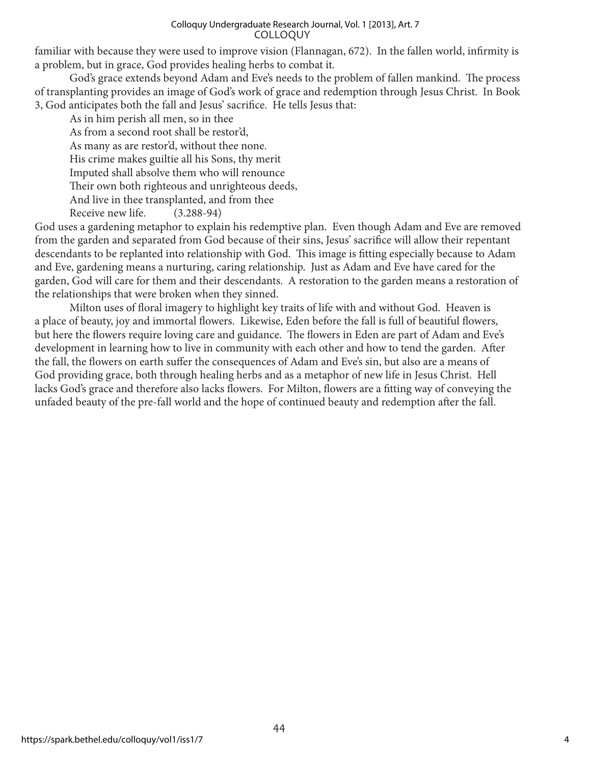familiar with because they were used to improve vision (Flannagan, 672). In the fallen world, infirmity is a problem, but in grace, God provides healing herbs to combat it.

God's grace extends beyond Adam and Eve's needs to the problem of fallen mankind. The process of transplanting provides an image of God's work of grace and redemption through Jesus Christ. In Book 3, God anticipates both the fall and Jesus' sacrifice. He tells Jesus that:

> As in him perish all men, so in thee
> As from a second root shall be restor'd,
> As many as are restor'd, without thee none.
> His crime makes guiltie all his Sons, thy merit
> Imputed shall absolve them who will renounce
> Their own both righteous and unrighteous deeds,
> And live in thee transplanted, and from thee
> Receive new life. (3.288-94)

God uses a gardening metaphor to explain his redemptive plan. Even though Adam and Eve are removed from the garden and separated from God because of their sins, Jesus' sacrifice will allow their repentant descendants to be replanted into relationship with God. This image is fitting especially because to Adam and Eve, gardening means a nurturing, caring relationship. Just as Adam and Eve have cared for the garden, God will care for them and their descendants. A restoration to the garden means a restoration of the relationships that were broken when they sinned.

Milton uses of floral imagery to highlight key traits of life with and without God. Heaven is a place of beauty, joy and immortal flowers. Likewise, Eden before the fall is full of beautiful flowers, but here the flowers require loving care and guidance. The flowers in Eden are part of Adam and Eve's development in learning how to live in community with each other and how to tend the garden. After the fall, the flowers on earth suffer the consequences of Adam and Eve's sin, but also are a means of God providing grace, both through healing herbs and as a metaphor of new life in Jesus Christ. Hell lacks God's grace and therefore also lacks flowers. For Milton, flowers are a fitting way of conveying the unfaded beauty of the pre-fall world and the hope of continued beauty and redemption after the fall.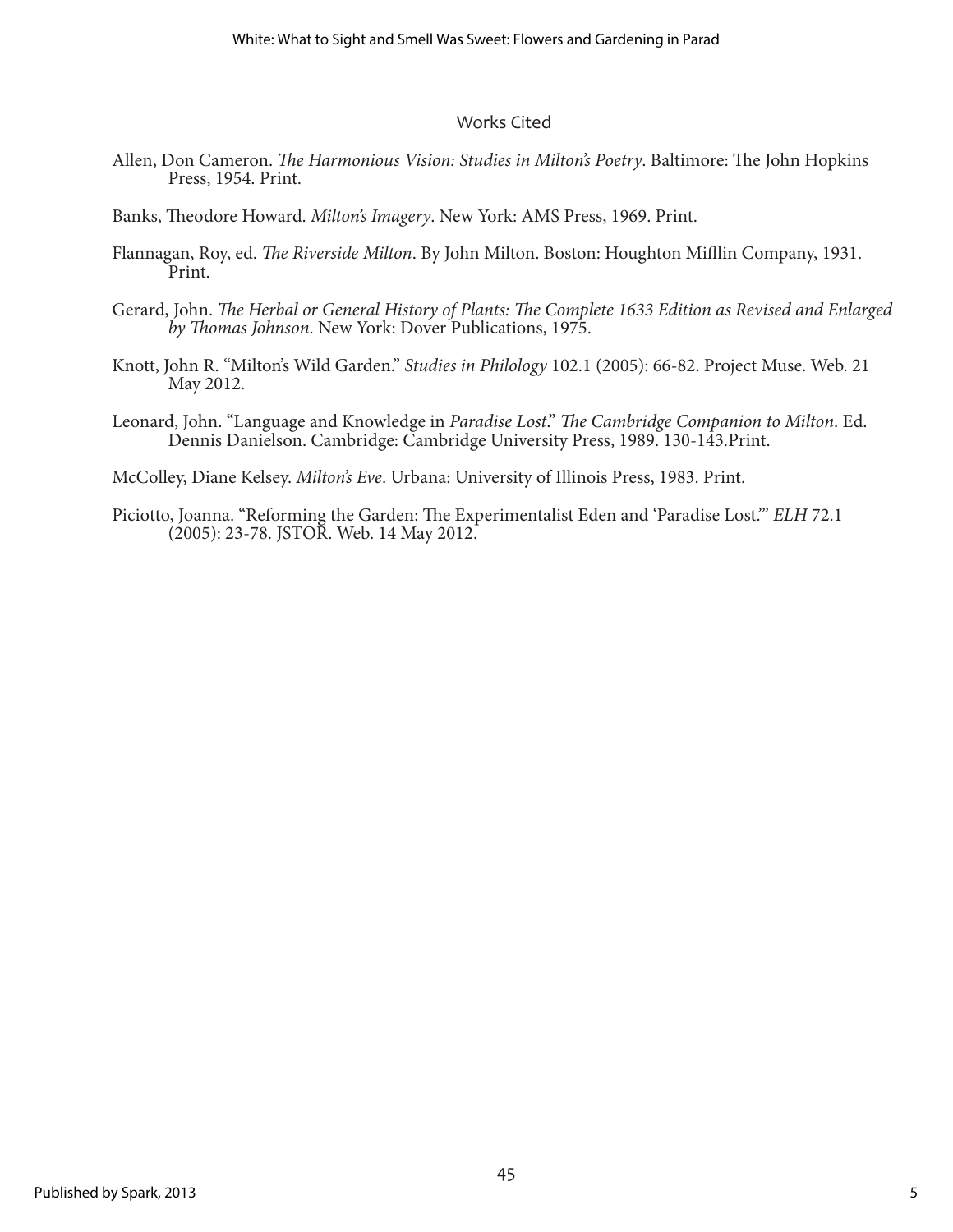## Works Cited

Allen, Don Cameron. *The Harmonious Vision: Studies in Milton's Poetry*. Baltimore: The John Hopkins Press, 1954. Print.

Banks, Theodore Howard. *Milton's Imagery*. New York: AMS Press, 1969. Print.

Flannagan, Roy, ed. *The Riverside Milton*. By John Milton. Boston: Houghton Mifflin Company, 1931. Print.

Gerard, John. *The Herbal or General History of Plants: The Complete 1633 Edition as Revised and Enlarged by Thomas Johnson*. New York: Dover Publications, 1975.

Knott, John R. "Milton's Wild Garden." *Studies in Philology* 102.1 (2005): 66-82. Project Muse. Web. 21 May 2012.

Leonard, John. "Language and Knowledge in *Paradise Lost*." *The Cambridge Companion to Milton*. Ed. Dennis Danielson. Cambridge: Cambridge University Press, 1989. 130-143.Print.

McColley, Diane Kelsey. *Milton's Eve*. Urbana: University of Illinois Press, 1983. Print.

Piciotto, Joanna. "Reforming the Garden: The Experimentalist Eden and 'Paradise Lost.'" *ELH* 72.1 (2005): 23-78. JSTOR. Web. 14 May 2012.